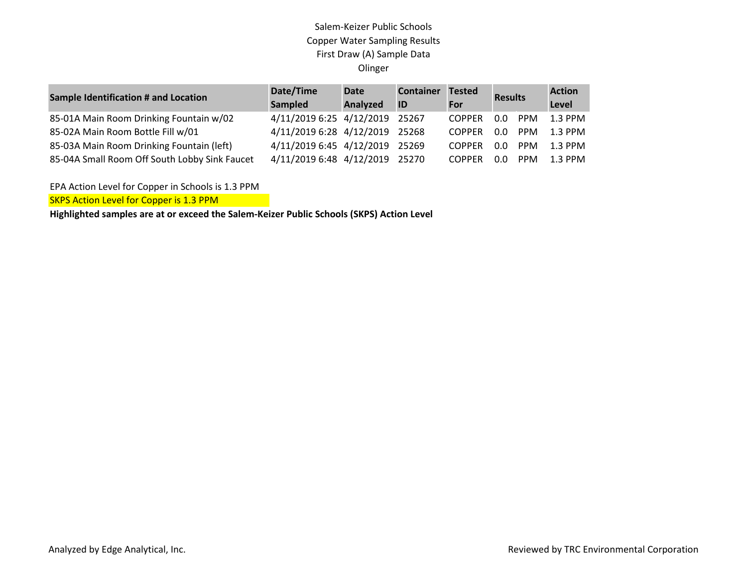Salem-Keizer Public Schools
Copper Water Sampling Results
First Draw (A) Sample Data
Olinger

| Sample Identification # and Location | Date/Time Sampled | Date Analyzed | Container ID | Tested For | Results | | Action Level |
|---|---|---|---|---|---|---|---|
| 85-01A Main Room Drinking Fountain w/02 | 4/11/2019 6:25 | 4/12/2019 | 25267 | COPPER | 0.0 | PPM | 1.3 PPM |
| 85-02A Main Room Bottle Fill w/01 | 4/11/2019 6:28 | 4/12/2019 | 25268 | COPPER | 0.0 | PPM | 1.3 PPM |
| 85-03A Main Room Drinking Fountain (left) | 4/11/2019 6:45 | 4/12/2019 | 25269 | COPPER | 0.0 | PPM | 1.3 PPM |
| 85-04A Small Room Off South Lobby Sink Faucet | 4/11/2019 6:48 | 4/12/2019 | 25270 | COPPER | 0.0 | PPM | 1.3 PPM |

EPA Action Level for Copper in Schools is 1.3 PPM

SKPS Action Level for Copper is 1.3 PPM

**Highlighted samples are at or exceed the Salem-Keizer Public Schools (SKPS) Action Level**

Analyzed by Edge Analytical, Inc.

Reviewed by TRC Environmental Corporation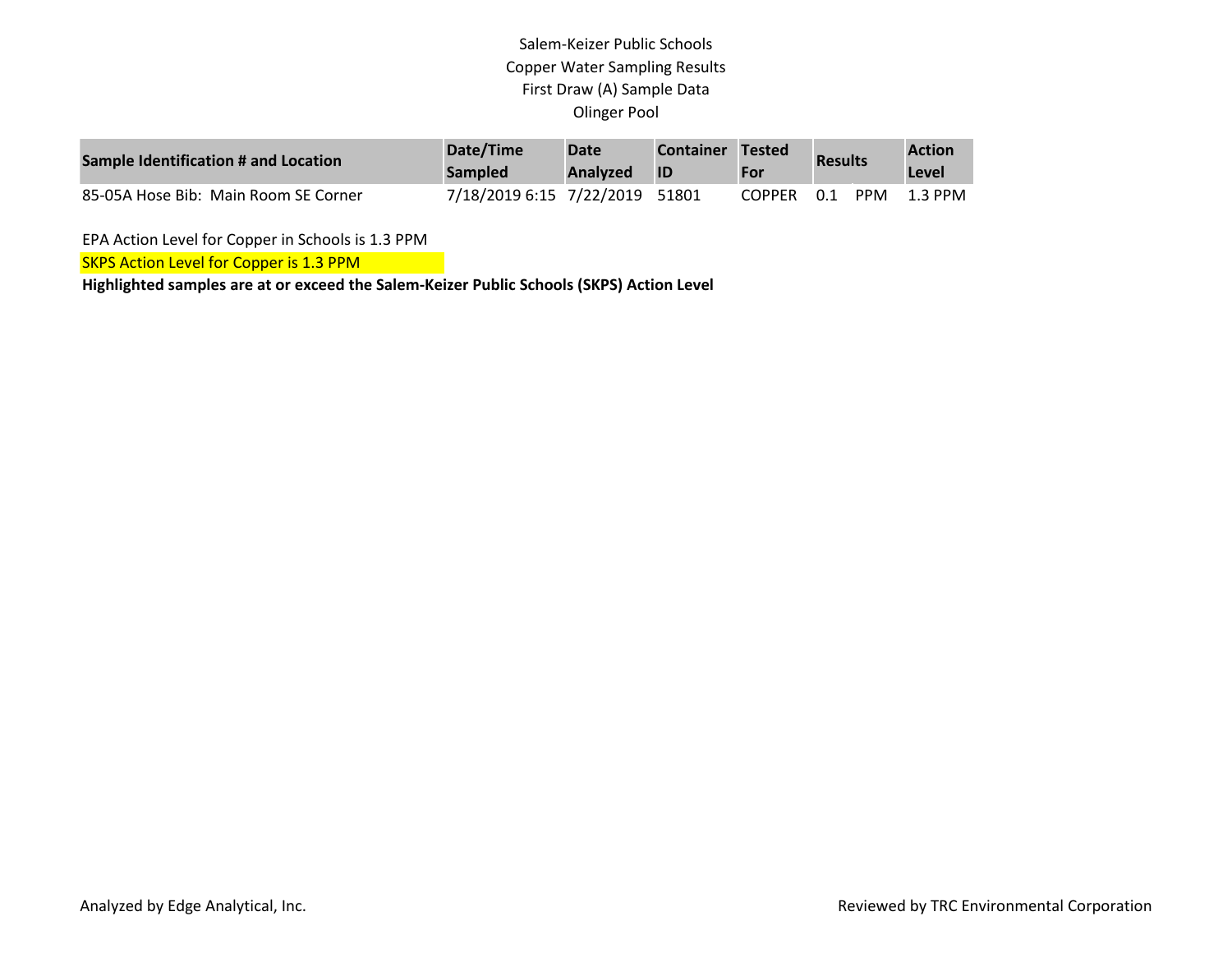Salem-Keizer Public Schools
Copper Water Sampling Results
First Draw (A) Sample Data
Olinger Pool

| Sample Identification # and Location | Date/Time Sampled | Date Analyzed | Container ID | Tested For | Results | | Action Level |
|---|---|---|---|---|---|---|---|
| 85-05A Hose Bib: Main Room SE Corner | 7/18/2019 6:15 | 7/22/2019 | 51801 | COPPER | 0.1 | PPM | 1.3 PPM |

EPA Action Level for Copper in Schools is 1.3 PPM

SKPS Action Level for Copper is 1.3 PPM

**Highlighted samples are at or exceed the Salem-Keizer Public Schools (SKPS) Action Level**

Analyzed by Edge Analytical, Inc.

Reviewed by TRC Environmental Corporation